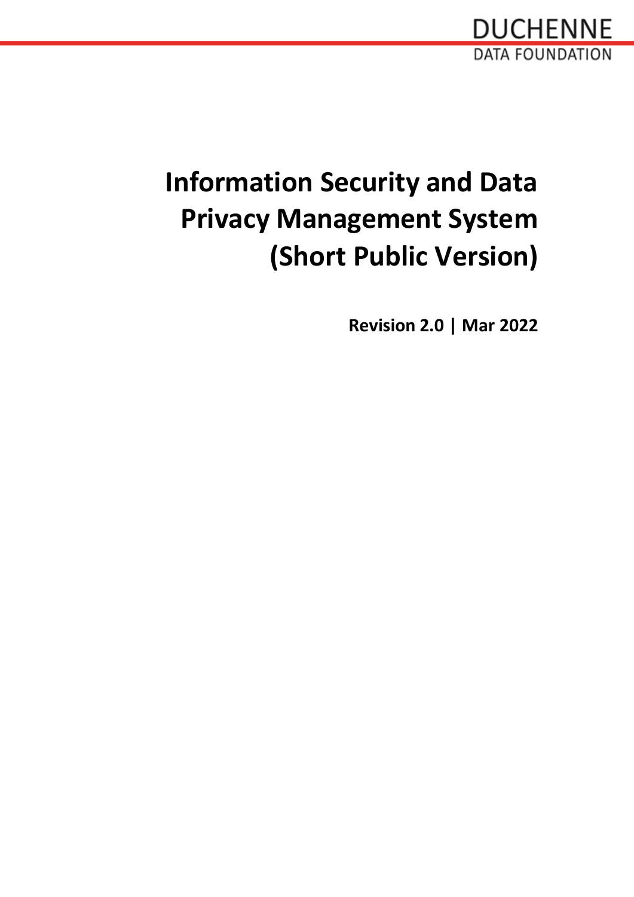DUCHENNE
DATA FOUNDATION

# Information Security and Data Privacy Management System (Short Public Version)

**Revision 2.0 | Mar 2022**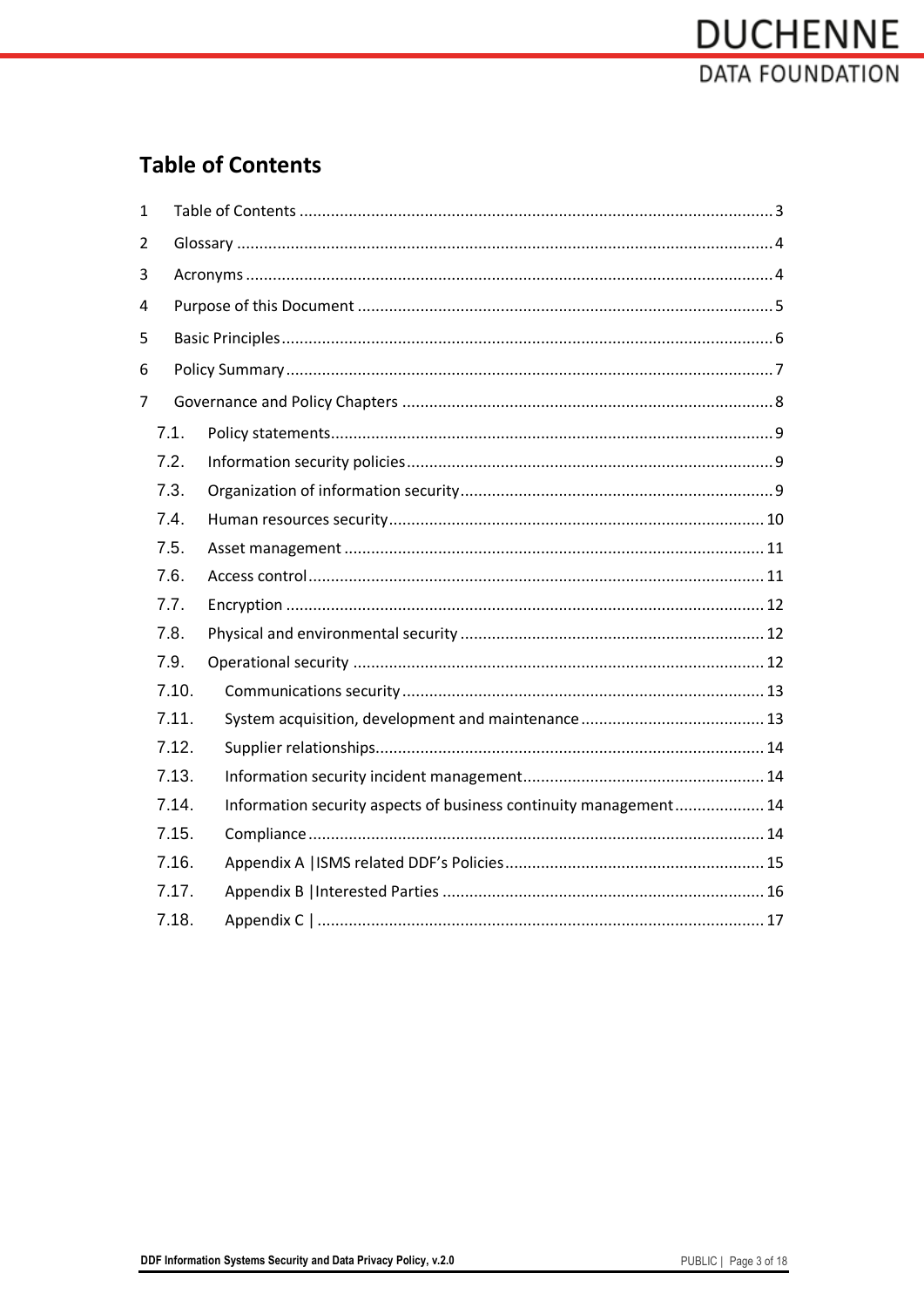# Table of Contents

1 Table of Contents ........................................................................................................ 3

2 Glossary ...................................................................................................................... 4

3 Acronyms .................................................................................................................... 4

4 Purpose of this Document ........................................................................................... 5

5 Basic Principles ............................................................................................................ 6

6 Policy Summary ........................................................................................................... 7

7 Governance and Policy Chapters ................................................................................. 8

- 7.1. Policy statements................................................................................................. 9
- 7.2. Information security policies ................................................................................ 9
- 7.3. Organization of information security .................................................................... 9
- 7.4. Human resources security .................................................................................. 10
- 7.5. Asset management ............................................................................................ 11
- 7.6. Access control .................................................................................................... 11
- 7.7. Encryption ......................................................................................................... 12
- 7.8. Physical and environmental security .................................................................. 12
- 7.9. Operational security .......................................................................................... 12
- 7.10. Communications security ................................................................................ 13
- 7.11. System acquisition, development and maintenance ........................................ 13
- 7.12. Supplier relationships...................................................................................... 14
- 7.13. Information security incident management...................................................... 14
- 7.14. Information security aspects of business continuity management .................... 14
- 7.15. Compliance ..................................................................................................... 14
- 7.16. Appendix A |ISMS related DDF's Policies ......................................................... 15
- 7.17. Appendix B |Interested Parties ....................................................................... 16
- 7.18. Appendix C | ................................................................................................... 17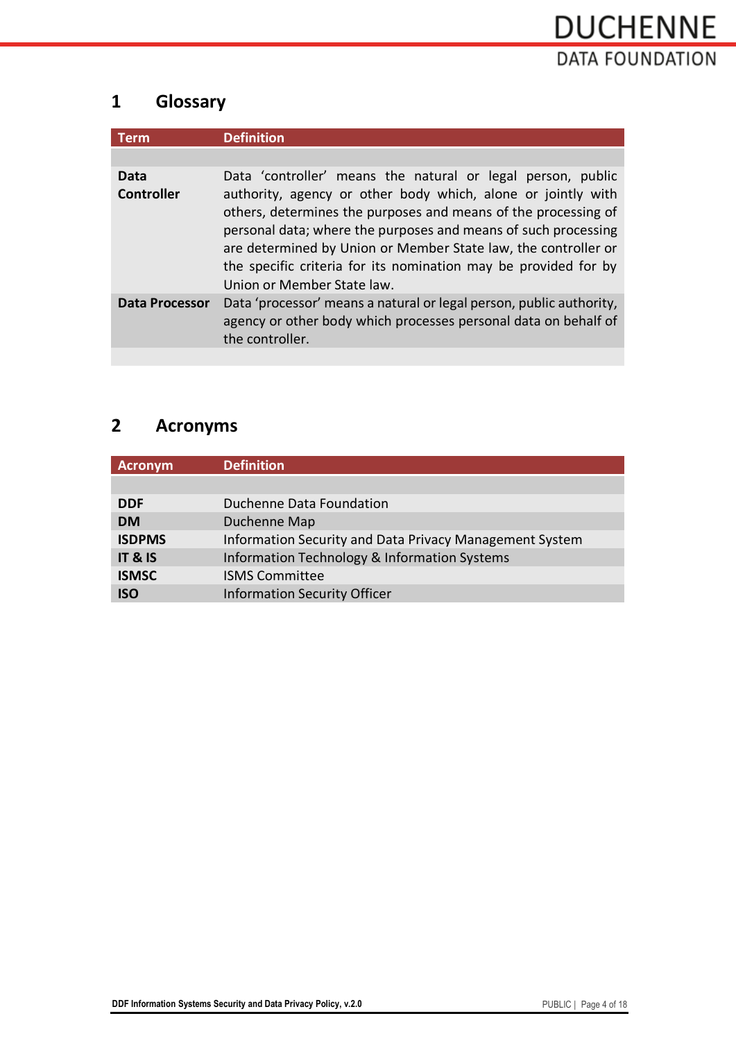# 1 Glossary

| Term | Definition |
|---|---|
| **Data Controller** | Data 'controller' means the natural or legal person, public authority, agency or other body which, alone or jointly with others, determines the purposes and means of the processing of personal data; where the purposes and means of such processing are determined by Union or Member State law, the controller or the specific criteria for its nomination may be provided for by Union or Member State law. |
| **Data Processor** | Data 'processor' means a natural or legal person, public authority, agency or other body which processes personal data on behalf of the controller. |

# 2 Acronyms

| Acronym | Definition |
|---|---|
| **DDF** | Duchenne Data Foundation |
| **DM** | Duchenne Map |
| **ISDPMS** | Information Security and Data Privacy Management System |
| **IT & IS** | Information Technology & Information Systems |
| **ISMSC** | ISMS Committee |
| **ISO** | Information Security Officer |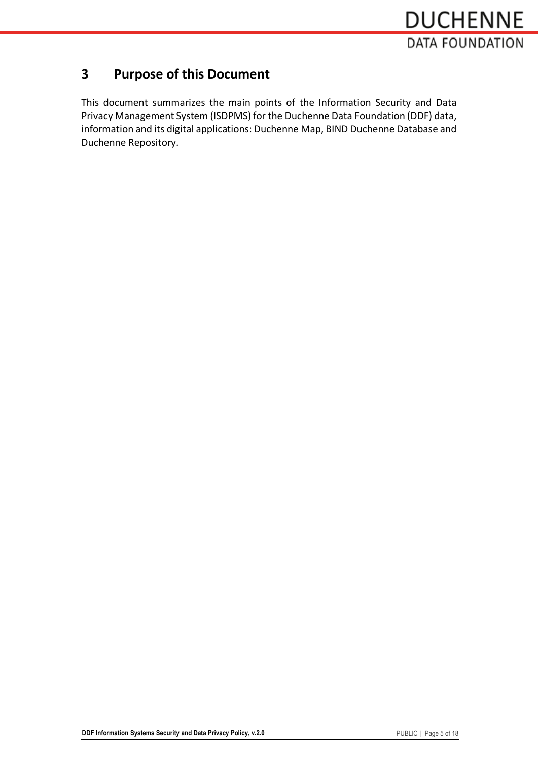# 3 Purpose of this Document

This document summarizes the main points of the Information Security and Data Privacy Management System (ISDPMS) for the Duchenne Data Foundation (DDF) data, information and its digital applications: Duchenne Map, BIND Duchenne Database and Duchenne Repository.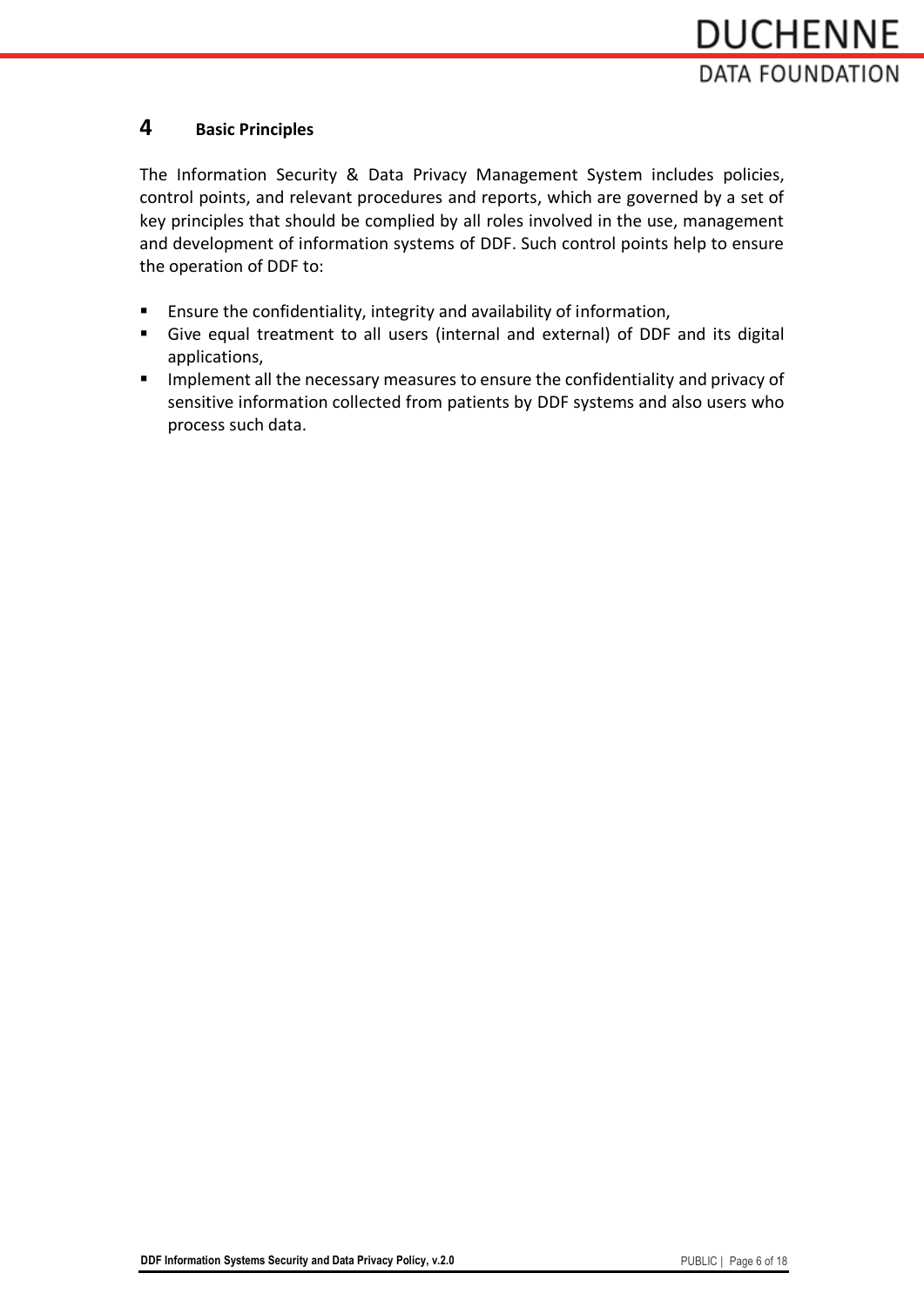# 4 Basic Principles

The Information Security & Data Privacy Management System includes policies, control points, and relevant procedures and reports, which are governed by a set of key principles that should be complied by all roles involved in the use, management and development of information systems of DDF. Such control points help to ensure the operation of DDF to:

- Ensure the confidentiality, integrity and availability of information,
- Give equal treatment to all users (internal and external) of DDF and its digital applications,
- Implement all the necessary measures to ensure the confidentiality and privacy of sensitive information collected from patients by DDF systems and also users who process such data.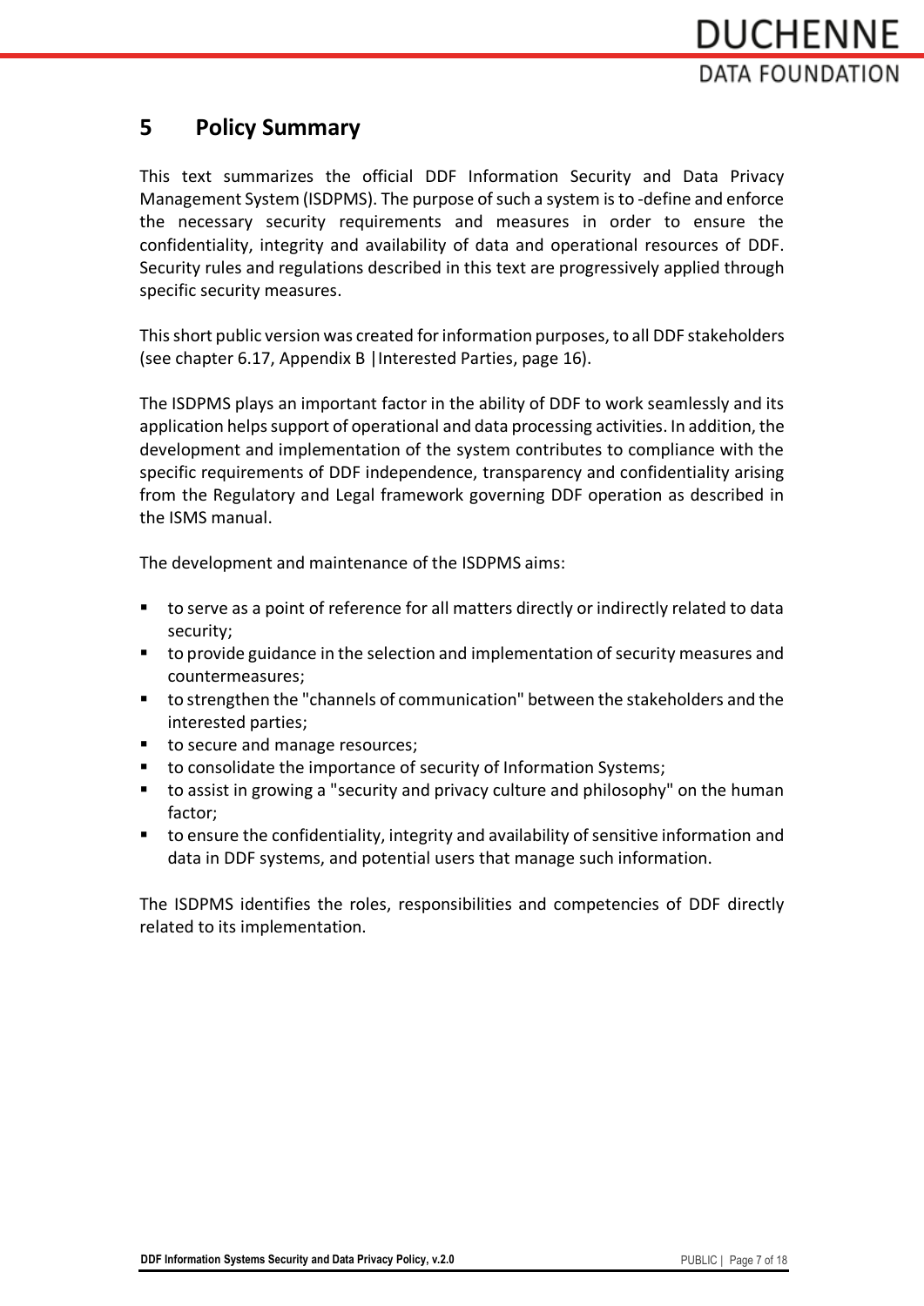# 5 Policy Summary

This text summarizes the official DDF Information Security and Data Privacy Management System (ISDPMS). The purpose of such a system is to -define and enforce the necessary security requirements and measures in order to ensure the confidentiality, integrity and availability of data and operational resources of DDF. Security rules and regulations described in this text are progressively applied through specific security measures.

This short public version was created for information purposes, to all DDF stakeholders (see chapter 6.17, Appendix B |Interested Parties, page 16).

The ISDPMS plays an important factor in the ability of DDF to work seamlessly and its application helps support of operational and data processing activities. In addition, the development and implementation of the system contributes to compliance with the specific requirements of DDF independence, transparency and confidentiality arising from the Regulatory and Legal framework governing DDF operation as described in the ISMS manual.

The development and maintenance of the ISDPMS aims:

- to serve as a point of reference for all matters directly or indirectly related to data security;
- to provide guidance in the selection and implementation of security measures and countermeasures;
- to strengthen the "channels of communication" between the stakeholders and the interested parties;
- to secure and manage resources;
- to consolidate the importance of security of Information Systems;
- to assist in growing a "security and privacy culture and philosophy" on the human factor;
- to ensure the confidentiality, integrity and availability of sensitive information and data in DDF systems, and potential users that manage such information.

The ISDPMS identifies the roles, responsibilities and competencies of DDF directly related to its implementation.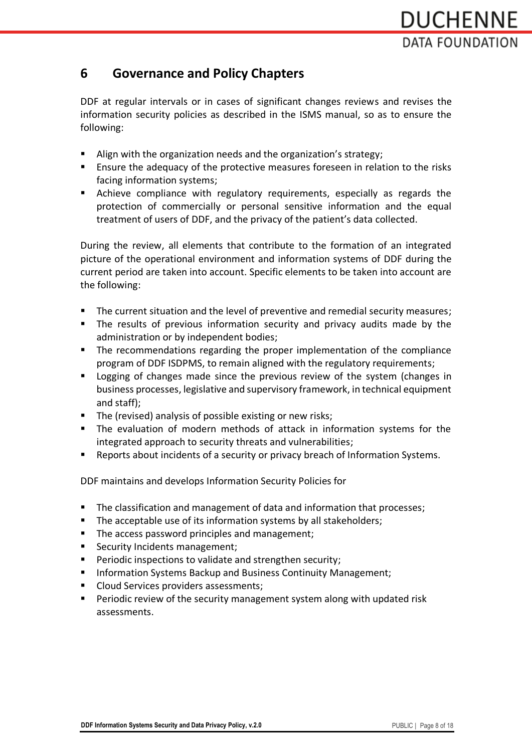# 6 Governance and Policy Chapters

DDF at regular intervals or in cases of significant changes reviews and revises the information security policies as described in the ISMS manual, so as to ensure the following:

- Align with the organization needs and the organization's strategy;
- Ensure the adequacy of the protective measures foreseen in relation to the risks facing information systems;
- Achieve compliance with regulatory requirements, especially as regards the protection of commercially or personal sensitive information and the equal treatment of users of DDF, and the privacy of the patient's data collected.

During the review, all elements that contribute to the formation of an integrated picture of the operational environment and information systems of DDF during the current period are taken into account. Specific elements to be taken into account are the following:

- The current situation and the level of preventive and remedial security measures;
- The results of previous information security and privacy audits made by the administration or by independent bodies;
- The recommendations regarding the proper implementation of the compliance program of DDF ISDPMS, to remain aligned with the regulatory requirements;
- Logging of changes made since the previous review of the system (changes in business processes, legislative and supervisory framework, in technical equipment and staff);
- The (revised) analysis of possible existing or new risks;
- The evaluation of modern methods of attack in information systems for the integrated approach to security threats and vulnerabilities;
- Reports about incidents of a security or privacy breach of Information Systems.

DDF maintains and develops Information Security Policies for

- The classification and management of data and information that processes;
- The acceptable use of its information systems by all stakeholders;
- The access password principles and management;
- Security Incidents management;
- Periodic inspections to validate and strengthen security;
- Information Systems Backup and Business Continuity Management;
- Cloud Services providers assessments;
- Periodic review of the security management system along with updated risk assessments.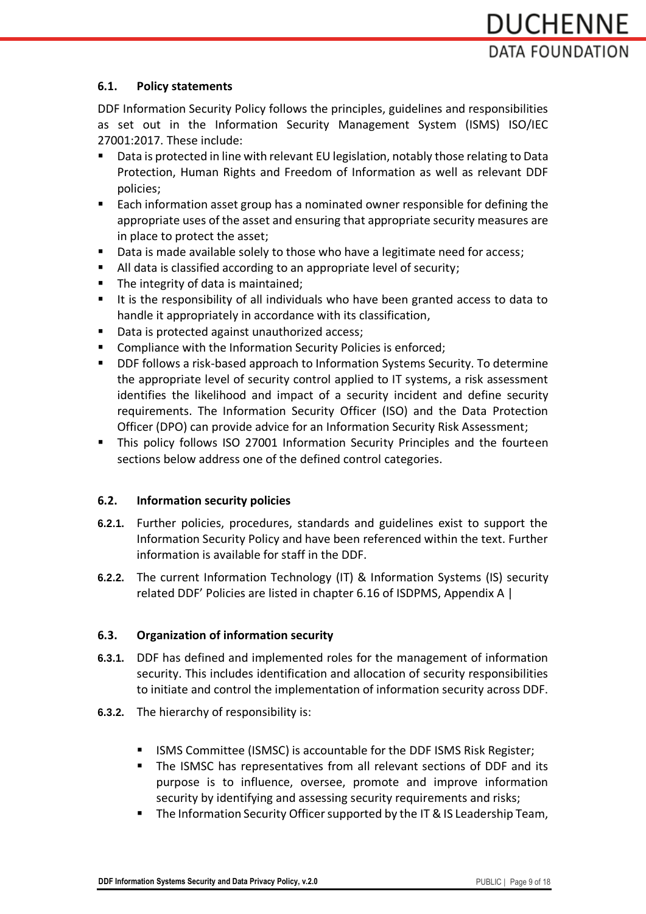### 6.1. Policy statements

DDF Information Security Policy follows the principles, guidelines and responsibilities as set out in the Information Security Management System (ISMS) ISO/IEC 27001:2017. These include:

- Data is protected in line with relevant EU legislation, notably those relating to Data Protection, Human Rights and Freedom of Information as well as relevant DDF policies;
- Each information asset group has a nominated owner responsible for defining the appropriate uses of the asset and ensuring that appropriate security measures are in place to protect the asset;
- Data is made available solely to those who have a legitimate need for access;
- All data is classified according to an appropriate level of security;
- The integrity of data is maintained;
- It is the responsibility of all individuals who have been granted access to data to handle it appropriately in accordance with its classification,
- Data is protected against unauthorized access;
- Compliance with the Information Security Policies is enforced;
- DDF follows a risk-based approach to Information Systems Security. To determine the appropriate level of security control applied to IT systems, a risk assessment identifies the likelihood and impact of a security incident and define security requirements. The Information Security Officer (ISO) and the Data Protection Officer (DPO) can provide advice for an Information Security Risk Assessment;
- This policy follows ISO 27001 Information Security Principles and the fourteen sections below address one of the defined control categories.

### 6.2. Information security policies

**6.2.1.** Further policies, procedures, standards and guidelines exist to support the Information Security Policy and have been referenced within the text. Further information is available for staff in the DDF.

**6.2.2.** The current Information Technology (IT) & Information Systems (IS) security related DDF' Policies are listed in chapter 6.16 of ISDPMS, Appendix A |

### 6.3. Organization of information security

**6.3.1.** DDF has defined and implemented roles for the management of information security. This includes identification and allocation of security responsibilities to initiate and control the implementation of information security across DDF.

**6.3.2.** The hierarchy of responsibility is:

- ISMS Committee (ISMSC) is accountable for the DDF ISMS Risk Register;
- The ISMSC has representatives from all relevant sections of DDF and its purpose is to influence, oversee, promote and improve information security by identifying and assessing security requirements and risks;
- The Information Security Officer supported by the IT & IS Leadership Team,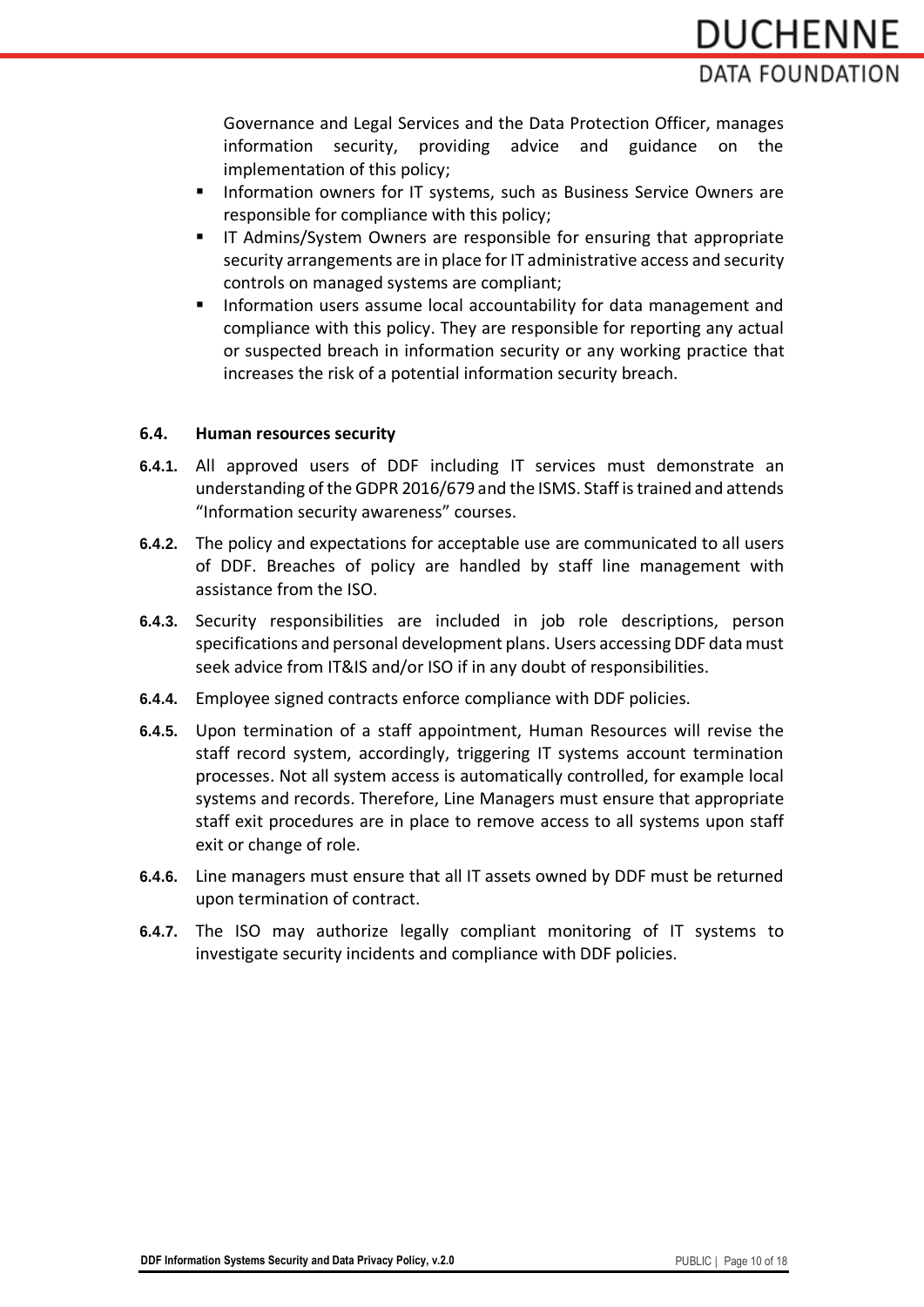Governance and Legal Services and the Data Protection Officer, manages information security, providing advice and guidance on the implementation of this policy;

- Information owners for IT systems, such as Business Service Owners are responsible for compliance with this policy;
- IT Admins/System Owners are responsible for ensuring that appropriate security arrangements are in place for IT administrative access and security controls on managed systems are compliant;
- Information users assume local accountability for data management and compliance with this policy. They are responsible for reporting any actual or suspected breach in information security or any working practice that increases the risk of a potential information security breach.

### 6.4. Human resources security

**6.4.1.** All approved users of DDF including IT services must demonstrate an understanding of the GDPR 2016/679 and the ISMS. Staff is trained and attends "Information security awareness" courses.

**6.4.2.** The policy and expectations for acceptable use are communicated to all users of DDF. Breaches of policy are handled by staff line management with assistance from the ISO.

**6.4.3.** Security responsibilities are included in job role descriptions, person specifications and personal development plans. Users accessing DDF data must seek advice from IT&IS and/or ISO if in any doubt of responsibilities.

**6.4.4.** Employee signed contracts enforce compliance with DDF policies.

**6.4.5.** Upon termination of a staff appointment, Human Resources will revise the staff record system, accordingly, triggering IT systems account termination processes. Not all system access is automatically controlled, for example local systems and records. Therefore, Line Managers must ensure that appropriate staff exit procedures are in place to remove access to all systems upon staff exit or change of role.

**6.4.6.** Line managers must ensure that all IT assets owned by DDF must be returned upon termination of contract.

**6.4.7.** The ISO may authorize legally compliant monitoring of IT systems to investigate security incidents and compliance with DDF policies.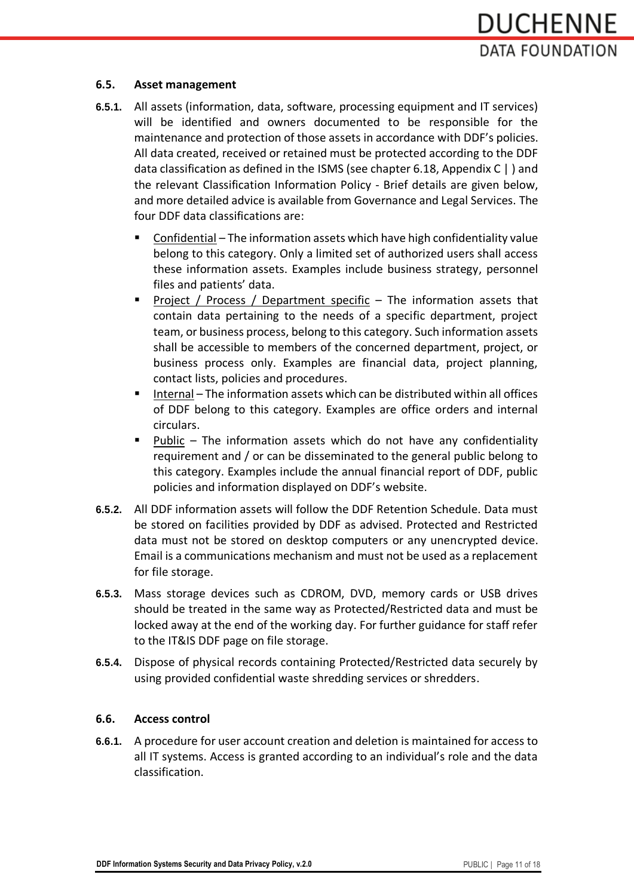### 6.5. Asset management

**6.5.1.** All assets (information, data, software, processing equipment and IT services) will be identified and owners documented to be responsible for the maintenance and protection of those assets in accordance with DDF's policies. All data created, received or retained must be protected according to the DDF data classification as defined in the ISMS (see chapter 6.18, Appendix C | ) and the relevant Classification Information Policy - Brief details are given below, and more detailed advice is available from Governance and Legal Services. The four DDF data classifications are:

- Confidential – The information assets which have high confidentiality value belong to this category. Only a limited set of authorized users shall access these information assets. Examples include business strategy, personnel files and patients' data.
- Project / Process / Department specific – The information assets that contain data pertaining to the needs of a specific department, project team, or business process, belong to this category. Such information assets shall be accessible to members of the concerned department, project, or business process only. Examples are financial data, project planning, contact lists, policies and procedures.
- Internal – The information assets which can be distributed within all offices of DDF belong to this category. Examples are office orders and internal circulars.
- Public – The information assets which do not have any confidentiality requirement and / or can be disseminated to the general public belong to this category. Examples include the annual financial report of DDF, public policies and information displayed on DDF's website.

**6.5.2.** All DDF information assets will follow the DDF Retention Schedule. Data must be stored on facilities provided by DDF as advised. Protected and Restricted data must not be stored on desktop computers or any unencrypted device. Email is a communications mechanism and must not be used as a replacement for file storage.

**6.5.3.** Mass storage devices such as CDROM, DVD, memory cards or USB drives should be treated in the same way as Protected/Restricted data and must be locked away at the end of the working day. For further guidance for staff refer to the IT&IS DDF page on file storage.

**6.5.4.** Dispose of physical records containing Protected/Restricted data securely by using provided confidential waste shredding services or shredders.

### 6.6. Access control

**6.6.1.** A procedure for user account creation and deletion is maintained for access to all IT systems. Access is granted according to an individual's role and the data classification.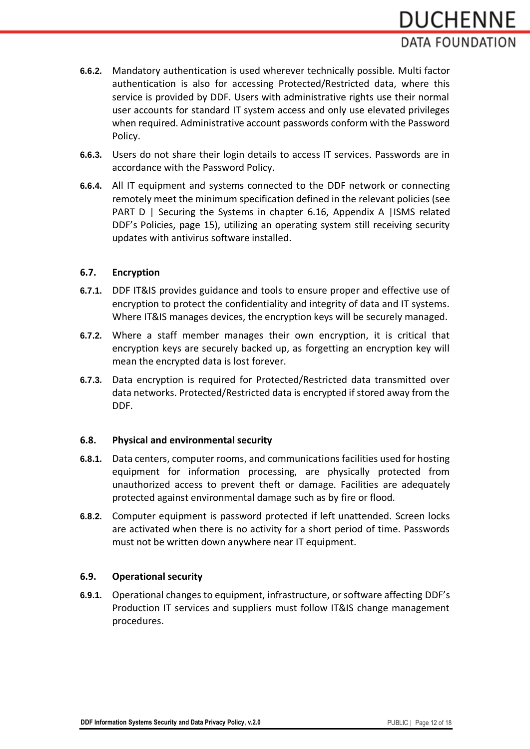**6.6.2.** Mandatory authentication is used wherever technically possible. Multi factor authentication is also for accessing Protected/Restricted data, where this service is provided by DDF. Users with administrative rights use their normal user accounts for standard IT system access and only use elevated privileges when required. Administrative account passwords conform with the Password Policy.

**6.6.3.** Users do not share their login details to access IT services. Passwords are in accordance with the Password Policy.

**6.6.4.** All IT equipment and systems connected to the DDF network or connecting remotely meet the minimum specification defined in the relevant policies (see PART D | Securing the Systems in chapter 6.16, Appendix A |ISMS related DDF's Policies, page 15), utilizing an operating system still receiving security updates with antivirus software installed.

### 6.7. Encryption

**6.7.1.** DDF IT&IS provides guidance and tools to ensure proper and effective use of encryption to protect the confidentiality and integrity of data and IT systems. Where IT&IS manages devices, the encryption keys will be securely managed.

**6.7.2.** Where a staff member manages their own encryption, it is critical that encryption keys are securely backed up, as forgetting an encryption key will mean the encrypted data is lost forever.

**6.7.3.** Data encryption is required for Protected/Restricted data transmitted over data networks. Protected/Restricted data is encrypted if stored away from the DDF.

### 6.8. Physical and environmental security

**6.8.1.** Data centers, computer rooms, and communications facilities used for hosting equipment for information processing, are physically protected from unauthorized access to prevent theft or damage. Facilities are adequately protected against environmental damage such as by fire or flood.

**6.8.2.** Computer equipment is password protected if left unattended. Screen locks are activated when there is no activity for a short period of time. Passwords must not be written down anywhere near IT equipment.

### 6.9. Operational security

**6.9.1.** Operational changes to equipment, infrastructure, or software affecting DDF's Production IT services and suppliers must follow IT&IS change management procedures.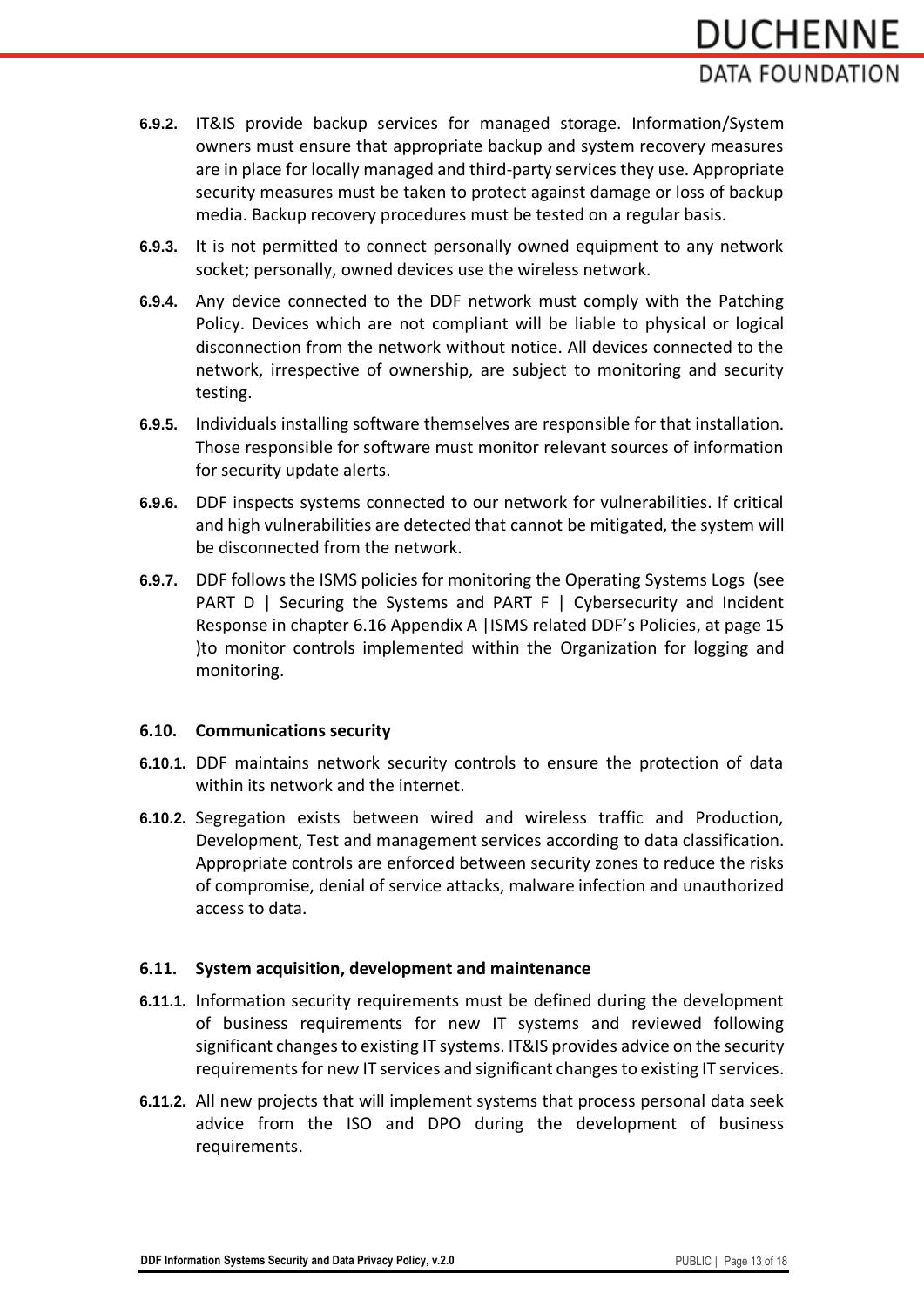**6.9.2.** IT&IS provide backup services for managed storage. Information/System owners must ensure that appropriate backup and system recovery measures are in place for locally managed and third-party services they use. Appropriate security measures must be taken to protect against damage or loss of backup media. Backup recovery procedures must be tested on a regular basis.

**6.9.3.** It is not permitted to connect personally owned equipment to any network socket; personally, owned devices use the wireless network.

**6.9.4.** Any device connected to the DDF network must comply with the Patching Policy. Devices which are not compliant will be liable to physical or logical disconnection from the network without notice. All devices connected to the network, irrespective of ownership, are subject to monitoring and security testing.

**6.9.5.** Individuals installing software themselves are responsible for that installation. Those responsible for software must monitor relevant sources of information for security update alerts.

**6.9.6.** DDF inspects systems connected to our network for vulnerabilities. If critical and high vulnerabilities are detected that cannot be mitigated, the system will be disconnected from the network.

**6.9.7.** DDF follows the ISMS policies for monitoring the Operating Systems Logs (see PART D | Securing the Systems and PART F | Cybersecurity and Incident Response in chapter 6.16 Appendix A |ISMS related DDF's Policies, at page 15 )to monitor controls implemented within the Organization for logging and monitoring.

## 6.10. Communications security

**6.10.1.** DDF maintains network security controls to ensure the protection of data within its network and the internet.

**6.10.2.** Segregation exists between wired and wireless traffic and Production, Development, Test and management services according to data classification. Appropriate controls are enforced between security zones to reduce the risks of compromise, denial of service attacks, malware infection and unauthorized access to data.

## 6.11. System acquisition, development and maintenance

**6.11.1.** Information security requirements must be defined during the development of business requirements for new IT systems and reviewed following significant changes to existing IT systems. IT&IS provides advice on the security requirements for new IT services and significant changes to existing IT services.

**6.11.2.** All new projects that will implement systems that process personal data seek advice from the ISO and DPO during the development of business requirements.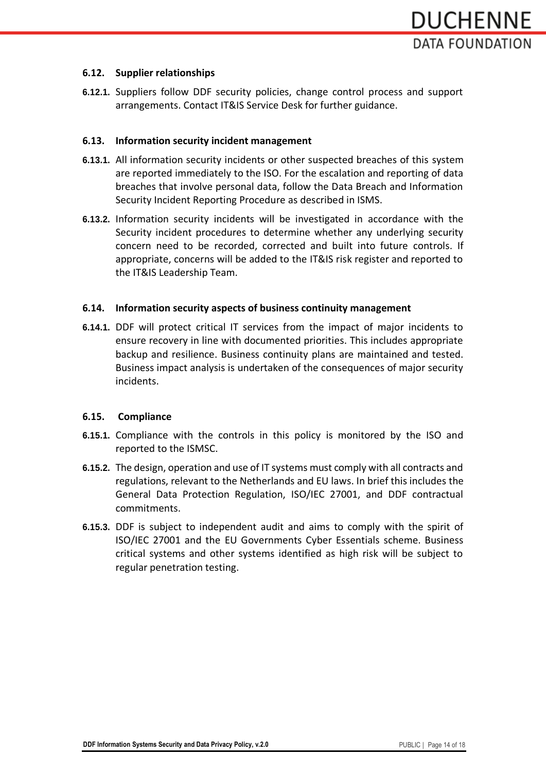### 6.12. Supplier relationships

**6.12.1.** Suppliers follow DDF security policies, change control process and support arrangements. Contact IT&IS Service Desk for further guidance.

### 6.13. Information security incident management

**6.13.1.** All information security incidents or other suspected breaches of this system are reported immediately to the ISO. For the escalation and reporting of data breaches that involve personal data, follow the Data Breach and Information Security Incident Reporting Procedure as described in ISMS.

**6.13.2.** Information security incidents will be investigated in accordance with the Security incident procedures to determine whether any underlying security concern need to be recorded, corrected and built into future controls. If appropriate, concerns will be added to the IT&IS risk register and reported to the IT&IS Leadership Team.

### 6.14. Information security aspects of business continuity management

**6.14.1.** DDF will protect critical IT services from the impact of major incidents to ensure recovery in line with documented priorities. This includes appropriate backup and resilience. Business continuity plans are maintained and tested. Business impact analysis is undertaken of the consequences of major security incidents.

### 6.15. Compliance

**6.15.1.** Compliance with the controls in this policy is monitored by the ISO and reported to the ISMSC.

**6.15.2.** The design, operation and use of IT systems must comply with all contracts and regulations, relevant to the Netherlands and EU laws. In brief this includes the General Data Protection Regulation, ISO/IEC 27001, and DDF contractual commitments.

**6.15.3.** DDF is subject to independent audit and aims to comply with the spirit of ISO/IEC 27001 and the EU Governments Cyber Essentials scheme. Business critical systems and other systems identified as high risk will be subject to regular penetration testing.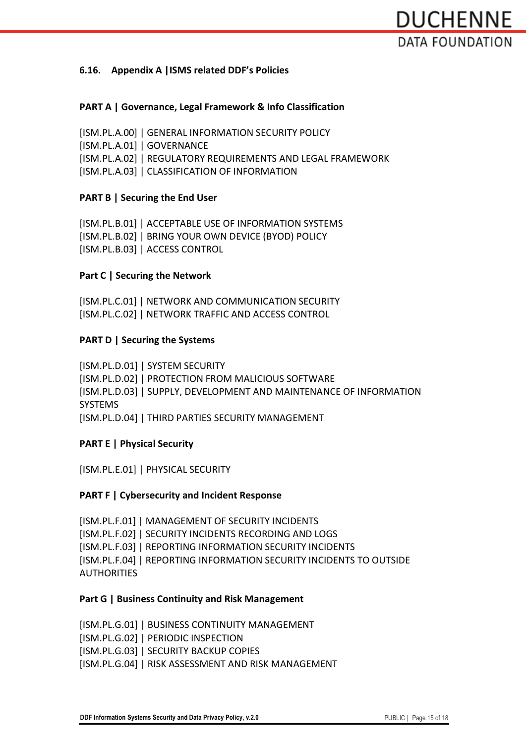## 6.16. Appendix A |ISMS related DDF's Policies

### PART A | Governance, Legal Framework & Info Classification

[ISM.PL.A.00] | GENERAL INFORMATION SECURITY POLICY
[ISM.PL.A.01] | GOVERNANCE
[ISM.PL.A.02] | REGULATORY REQUIREMENTS AND LEGAL FRAMEWORK
[ISM.PL.A.03] | CLASSIFICATION OF INFORMATION

### PART B | Securing the End User

[ISM.PL.B.01] | ACCEPTABLE USE OF INFORMATION SYSTEMS
[ISM.PL.B.02] | BRING YOUR OWN DEVICE (BYOD) POLICY
[ISM.PL.B.03] | ACCESS CONTROL

### Part C | Securing the Network

[ISM.PL.C.01] | NETWORK AND COMMUNICATION SECURITY
[ISM.PL.C.02] | NETWORK TRAFFIC AND ACCESS CONTROL

### PART D | Securing the Systems

[ISM.PL.D.01] | SYSTEM SECURITY
[ISM.PL.D.02] | PROTECTION FROM MALICIOUS SOFTWARE
[ISM.PL.D.03] | SUPPLY, DEVELOPMENT AND MAINTENANCE OF INFORMATION SYSTEMS
[ISM.PL.D.04] | THIRD PARTIES SECURITY MANAGEMENT

### PART E | Physical Security

[ISM.PL.E.01] | PHYSICAL SECURITY

### PART F | Cybersecurity and Incident Response

[ISM.PL.F.01] | MANAGEMENT OF SECURITY INCIDENTS
[ISM.PL.F.02] | SECURITY INCIDENTS RECORDING AND LOGS
[ISM.PL.F.03] | REPORTING INFORMATION SECURITY INCIDENTS
[ISM.PL.F.04] | REPORTING INFORMATION SECURITY INCIDENTS TO OUTSIDE AUTHORITIES

### Part G | Business Continuity and Risk Management

[ISM.PL.G.01] | BUSINESS CONTINUITY MANAGEMENT
[ISM.PL.G.02] | PERIODIC INSPECTION
[ISM.PL.G.03] | SECURITY BACKUP COPIES
[ISM.PL.G.04] | RISK ASSESSMENT AND RISK MANAGEMENT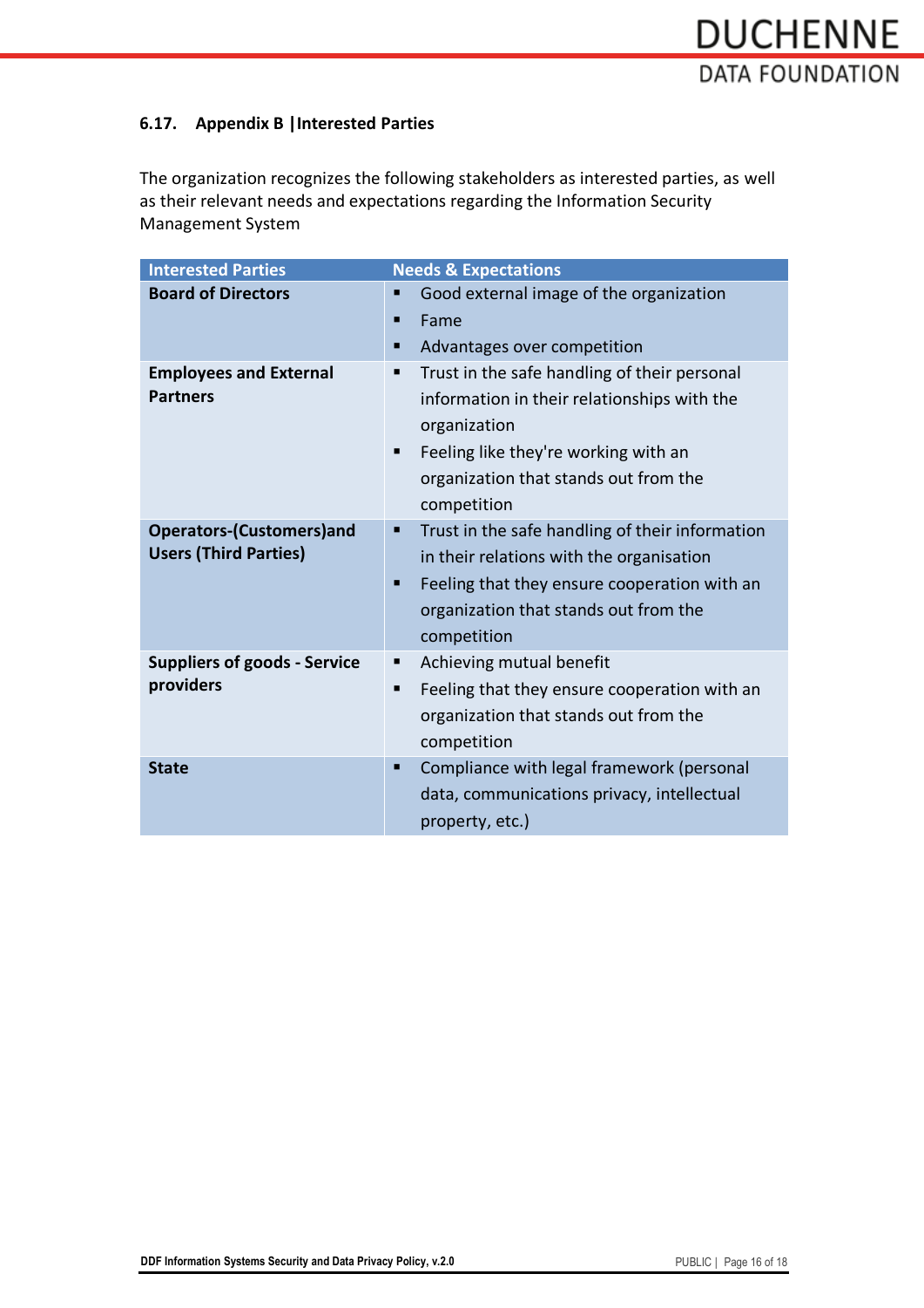### 6.17. Appendix B |Interested Parties

The organization recognizes the following stakeholders as interested parties, as well as their relevant needs and expectations regarding the Information Security Management System

| Interested Parties | Needs & Expectations |
|---|---|
| **Board of Directors** | ▪ Good external image of the organization<br>▪ Fame<br>▪ Advantages over competition |
| **Employees and External Partners** | ▪ Trust in the safe handling of their personal information in their relationships with the organization<br>▪ Feeling like they're working with an organization that stands out from the competition |
| **Operators-(Customers)and Users (Third Parties)** | ▪ Trust in the safe handling of their information in their relations with the organisation<br>▪ Feeling that they ensure cooperation with an organization that stands out from the competition |
| **Suppliers of goods - Service providers** | ▪ Achieving mutual benefit<br>▪ Feeling that they ensure cooperation with an organization that stands out from the competition |
| **State** | ▪ Compliance with legal framework (personal data, communications privacy, intellectual property, etc.) |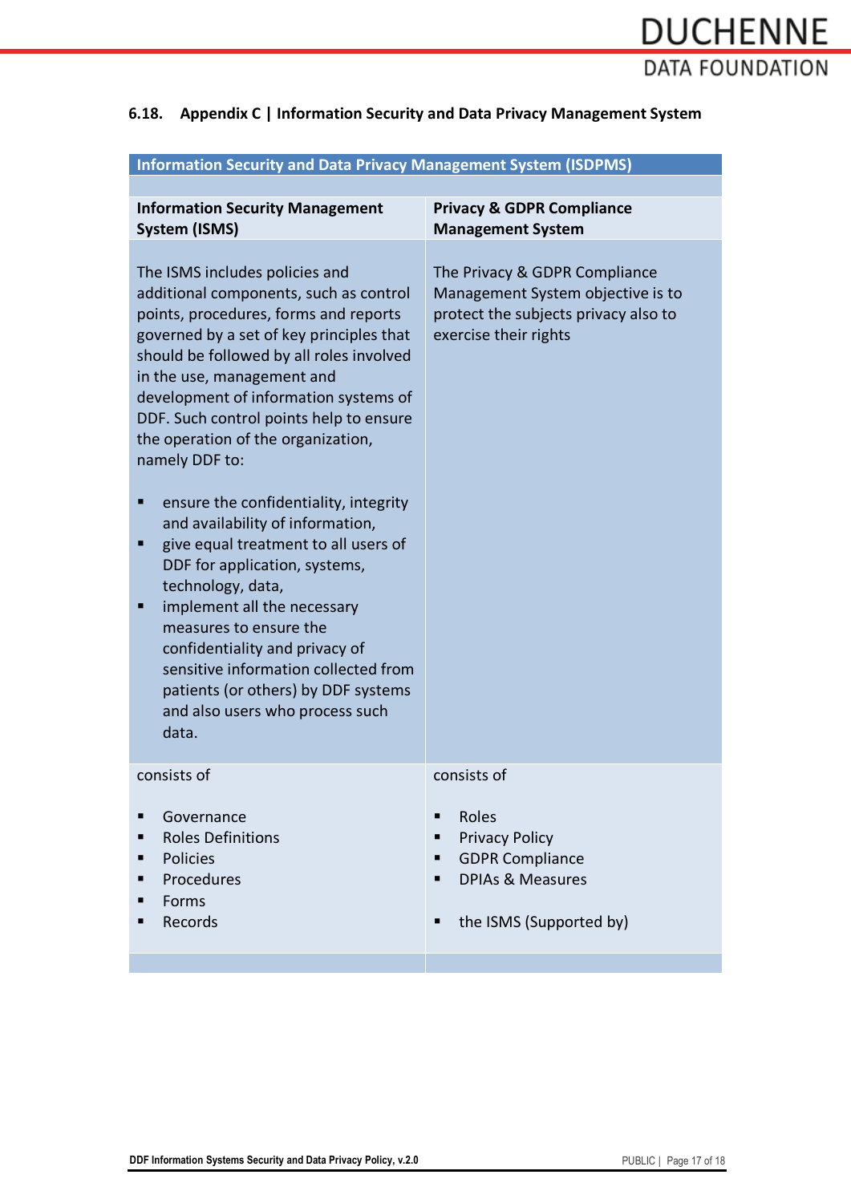### 6.18. Appendix C | Information Security and Data Privacy Management System

| Information Security and Data Privacy Management System (ISDPMS) | |
|---|---|
| **Information Security Management System (ISMS)** | **Privacy & GDPR Compliance Management System** |
| The ISMS includes policies and additional components, such as control points, procedures, forms and reports governed by a set of key principles that should be followed by all roles involved in the use, management and development of information systems of DDF. Such control points help to ensure the operation of the organization, namely DDF to:<br><br>▪ ensure the confidentiality, integrity and availability of information,<br>▪ give equal treatment to all users of DDF for application, systems, technology, data,<br>▪ implement all the necessary measures to ensure the confidentiality and privacy of sensitive information collected from patients (or others) by DDF systems and also users who process such data. | The Privacy & GDPR Compliance Management System objective is to protect the subjects privacy also to exercise their rights |
| consists of<br><br>▪ Governance<br>▪ Roles Definitions<br>▪ Policies<br>▪ Procedures<br>▪ Forms<br>▪ Records | consists of<br><br>▪ Roles<br>▪ Privacy Policy<br>▪ GDPR Compliance<br>▪ DPIAs & Measures<br><br>▪ the ISMS (Supported by) |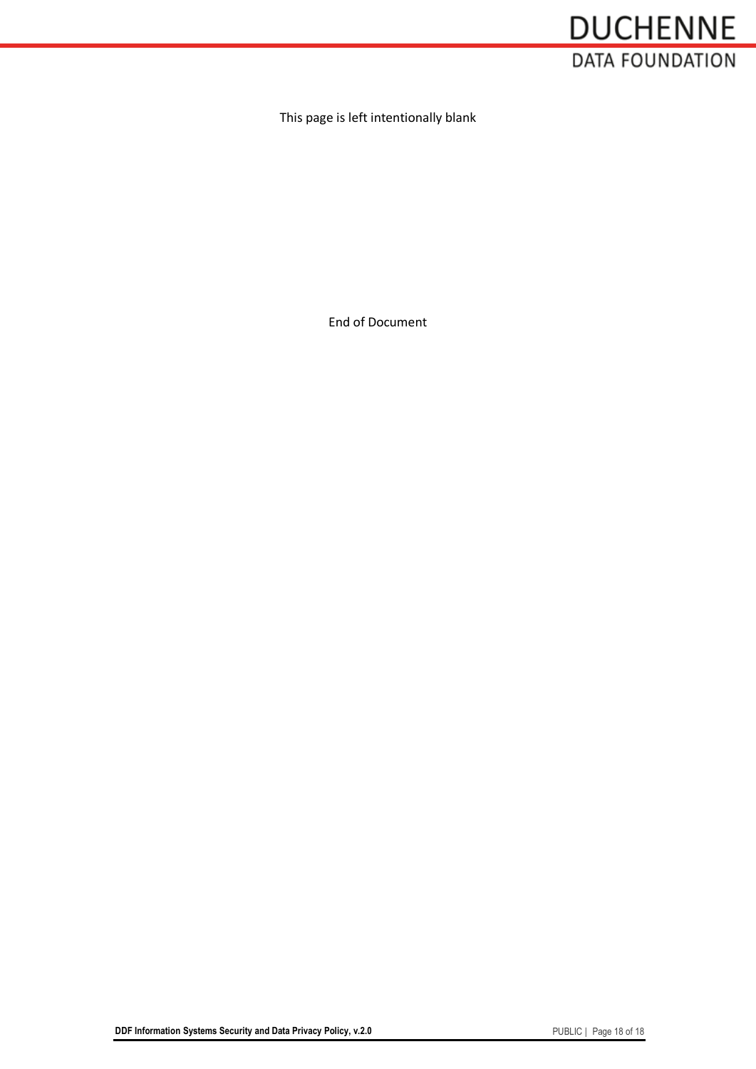This page is left intentionally blank

End of Document